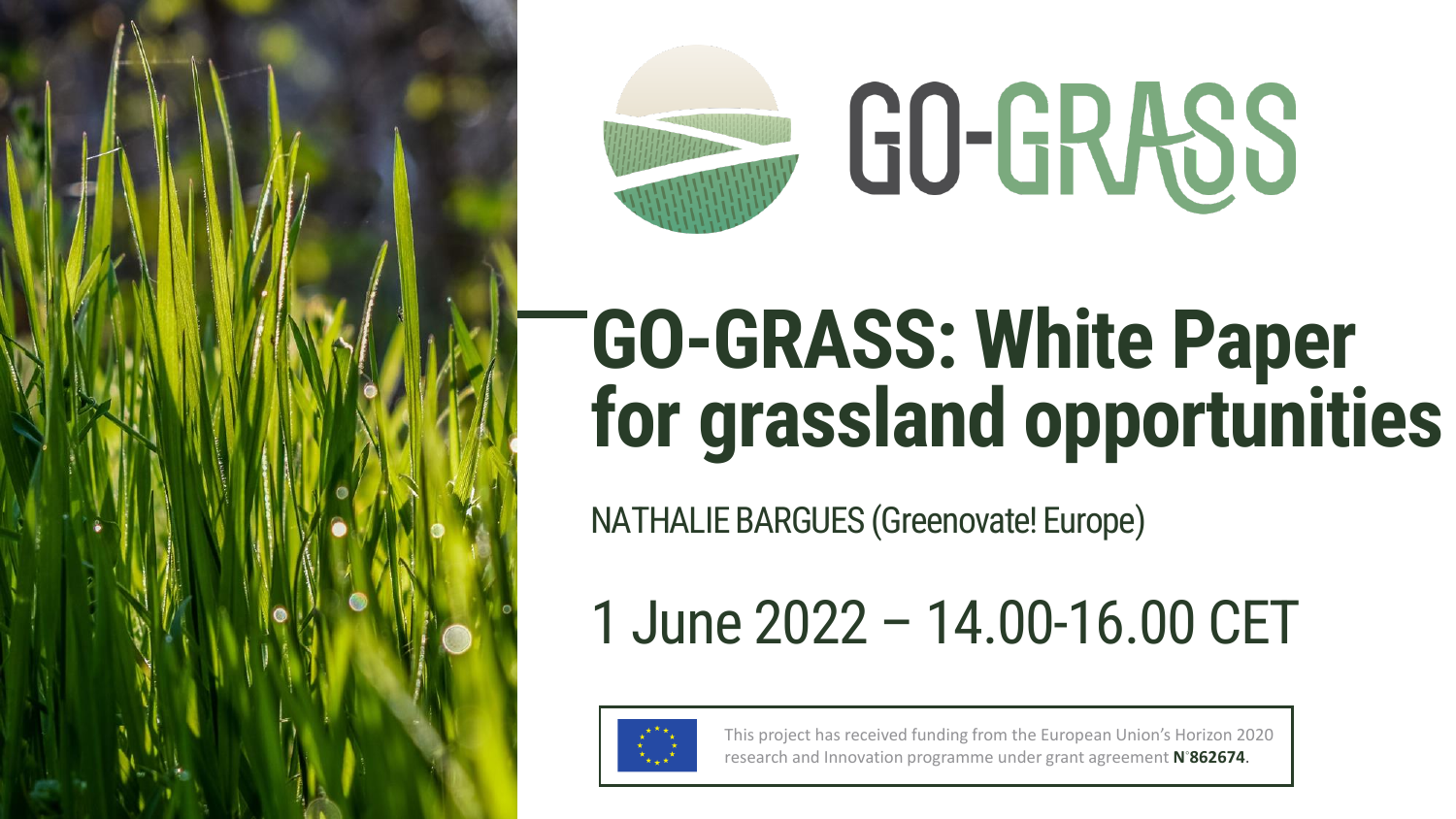GO-GRASS

# GO-GRASS: White Paper for grassland opportunities

NATHALIE BARGUES (Greenovate! Europe)

1 June 2022 – 14.00-16.00 CET

This project has received funding from the European Union's Horizon 2020 research and Innovation programme under grant agreement **N°862674**.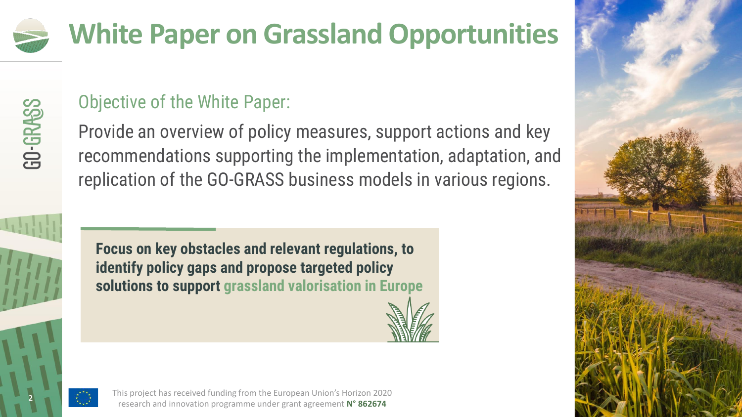# White Paper on Grassland Opportunities

## Objective of the White Paper:

Provide an overview of policy measures, support actions and key recommendations supporting the implementation, adaptation, and replication of the GO-GRASS business models in various regions.

**Focus on key obstacles and relevant regulations, to identify policy gaps and propose targeted policy solutions to support grassland valorisation in Europe**

This project has received funding from the European Union's Horizon 2020 research and innovation programme under grant agreement **N° 862674**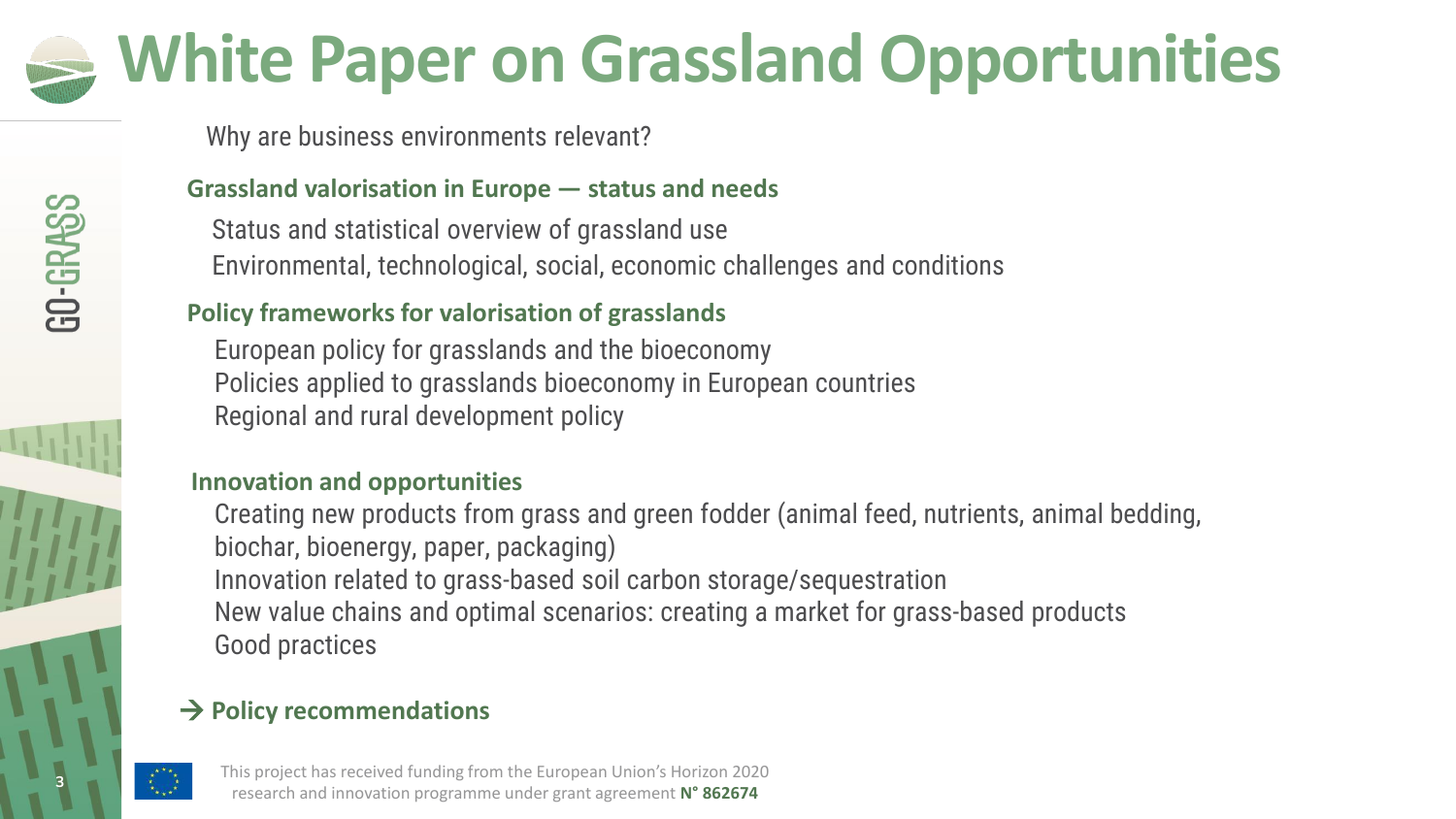# White Paper on Grassland Opportunities

Why are business environments relevant?

### Grassland valorisation in Europe — status and needs

Status and statistical overview of grassland use
Environmental, technological, social, economic challenges and conditions

### Policy frameworks for valorisation of grasslands

European policy for grasslands and the bioeconomy
Policies applied to grasslands bioeconomy in European countries
Regional and rural development policy

### Innovation and opportunities

Creating new products from grass and green fodder (animal feed, nutrients, animal bedding, biochar, bioenergy, paper, packaging)
Innovation related to grass-based soil carbon storage/sequestration
New value chains and optimal scenarios: creating a market for grass-based products
Good practices

### → Policy recommendations

This project has received funding from the European Union's Horizon 2020 research and innovation programme under grant agreement **N° 862674**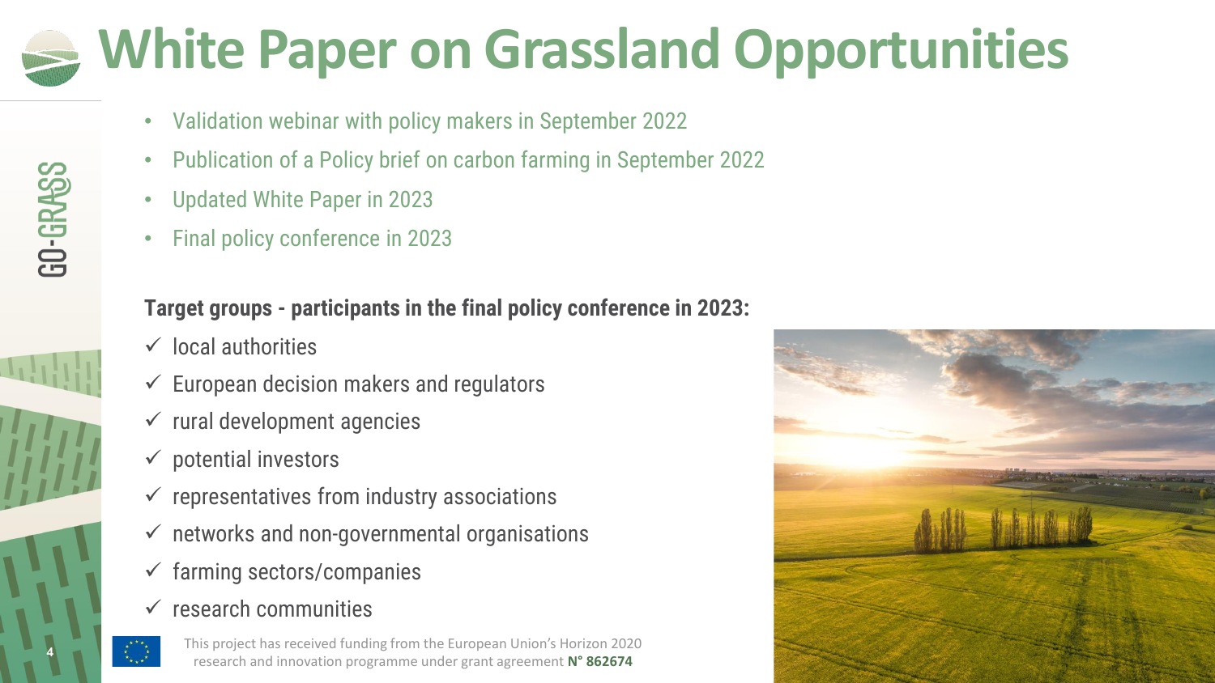# White Paper on Grassland Opportunities

- Validation webinar with policy makers in September 2022
- Publication of a Policy brief on carbon farming in September 2022
- Updated White Paper in 2023
- Final policy conference in 2023

**Target groups - participants in the final policy conference in 2023:**

- ✓ local authorities
- ✓ European decision makers and regulators
- ✓ rural development agencies
- ✓ potential investors
- ✓ representatives from industry associations
- ✓ networks and non-governmental organisations
- ✓ farming sectors/companies
- ✓ research communities

This project has received funding from the European Union's Horizon 2020 research and innovation programme under grant agreement **N° 862674**